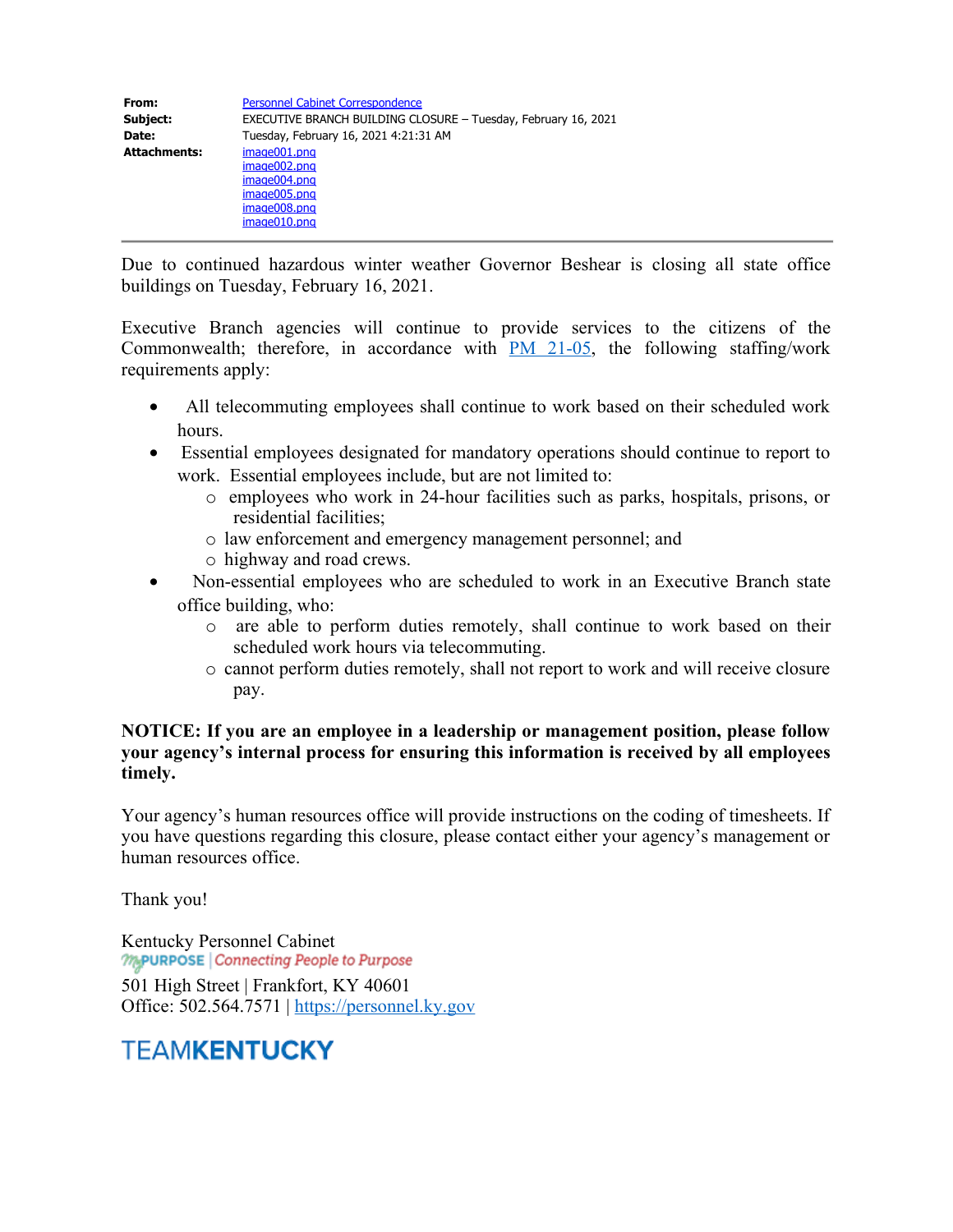| | |
|---|---|
| **From:** | Personnel Cabinet Correspondence |
| **Subject:** | EXECUTIVE BRANCH BUILDING CLOSURE – Tuesday, February 16, 2021 |
| **Date:** | Tuesday, February 16, 2021 4:21:31 AM |
| **Attachments:** | image001.png<br>image002.png<br>image004.png<br>image005.png<br>image008.png<br>image010.png |

---

Due to continued hazardous winter weather Governor Beshear is closing all state office buildings on Tuesday, February 16, 2021.

Executive Branch agencies will continue to provide services to the citizens of the Commonwealth; therefore, in accordance with PM 21-05, the following staffing/work requirements apply:

- All telecommuting employees shall continue to work based on their scheduled work hours.
- Essential employees designated for mandatory operations should continue to report to work. Essential employees include, but are not limited to:
  - employees who work in 24-hour facilities such as parks, hospitals, prisons, or residential facilities;
  - law enforcement and emergency management personnel; and
  - highway and road crews.
- Non-essential employees who are scheduled to work in an Executive Branch state office building, who:
  - are able to perform duties remotely, shall continue to work based on their scheduled work hours via telecommuting.
  - cannot perform duties remotely, shall not report to work and will receive closure pay.

**NOTICE: If you are an employee in a leadership or management position, please follow your agency's internal process for ensuring this information is received by all employees timely.**

Your agency's human resources office will provide instructions on the coding of timesheets. If you have questions regarding this closure, please contact either your agency's management or human resources office.

Thank you!

Kentucky Personnel Cabinet
MyPURPOSE | Connecting People to Purpose
501 High Street | Frankfort, KY 40601
Office: 502.564.7571 | https://personnel.ky.gov

TEAMKENTUCKY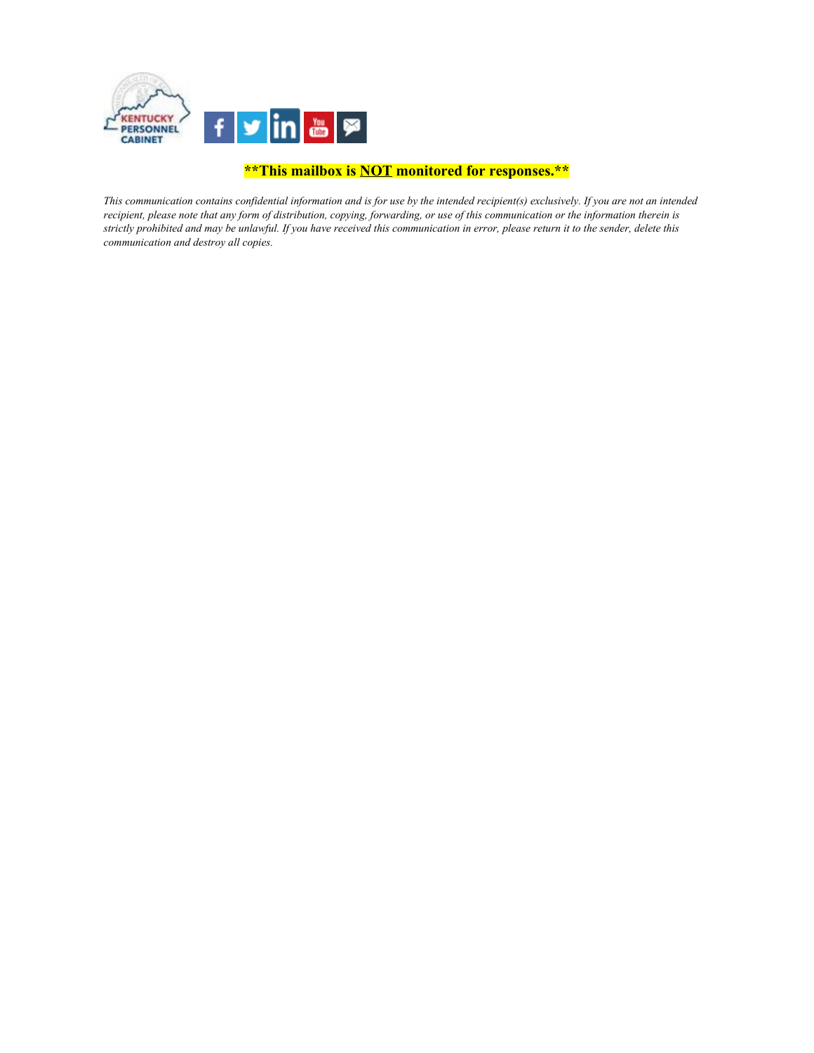**This mailbox is NOT monitored for responses.**

*This communication contains confidential information and is for use by the intended recipient(s) exclusively. If you are not an intended recipient, please note that any form of distribution, copying, forwarding, or use of this communication or the information therein is strictly prohibited and may be unlawful. If you have received this communication in error, please return it to the sender, delete this communication and destroy all copies.*